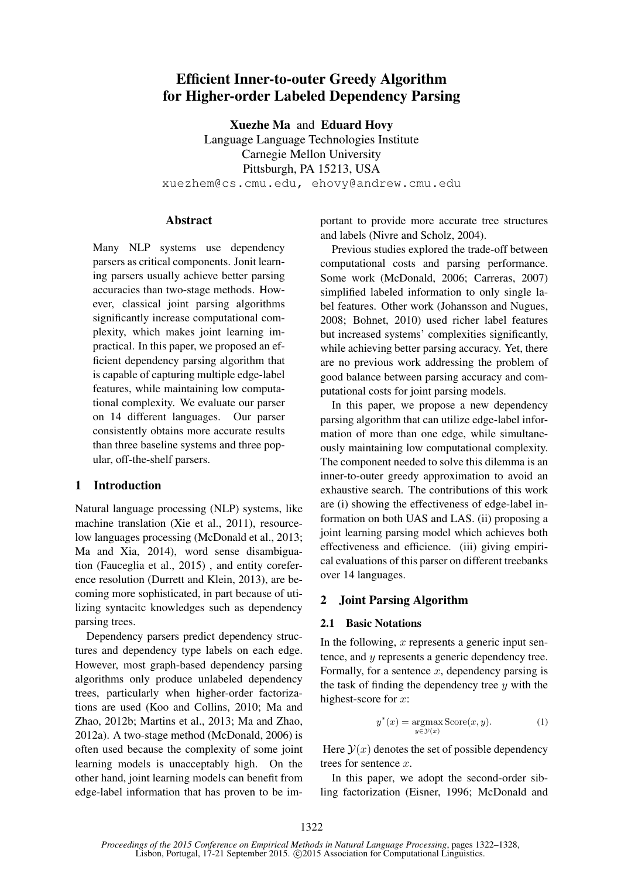#### Efficient Inner-to-outer Greedy Algorithm for Higher-order Labeled Dependency Parsing

**Xuezhe Ma** and **Eduard Hovy**
Language Language Technologies Institute
Carnegie Mellon University
Pittsburgh, PA 15213, USA
xuezhem@cs.cmu.edu, ehovy@andrew.cmu.edu

## Abstract

Many NLP systems use dependency parsers as critical components. Jonit learning parsers usually achieve better parsing accuracies than two-stage methods. However, classical joint parsing algorithms significantly increase computational complexity, which makes joint learning impractical. In this paper, we proposed an efficient dependency parsing algorithm that is capable of capturing multiple edge-label features, while maintaining low computational complexity. We evaluate our parser on 14 different languages. Our parser consistently obtains more accurate results than three baseline systems and three popular, off-the-shelf parsers.

## 1 Introduction

Natural language processing (NLP) systems, like machine translation (Xie et al., 2011), resource-low languages processing (McDonald et al., 2013; Ma and Xia, 2014), word sense disambiguation (Fauceglia et al., 2015) , and entity coreference resolution (Durrett and Klein, 2013), are becoming more sophisticated, in part because of utilizing syntacitc knowledges such as dependency parsing trees.

Dependency parsers predict dependency structures and dependency type labels on each edge. However, most graph-based dependency parsing algorithms only produce unlabeled dependency trees, particularly when higher-order factorizations are used (Koo and Collins, 2010; Ma and Zhao, 2012b; Martins et al., 2013; Ma and Zhao, 2012a). A two-stage method (McDonald, 2006) is often used because the complexity of some joint learning models is unacceptably high. On the other hand, joint learning models can benefit from edge-label information that has proven to be important to provide more accurate tree structures and labels (Nivre and Scholz, 2004).

Previous studies explored the trade-off between computational costs and parsing performance. Some work (McDonald, 2006; Carreras, 2007) simplified labeled information to only single label features. Other work (Johansson and Nugues, 2008; Bohnet, 2010) used richer label features but increased systems' complexities significantly, while achieving better parsing accuracy. Yet, there are no previous work addressing the problem of good balance between parsing accuracy and computational costs for joint parsing models.

In this paper, we propose a new dependency parsing algorithm that can utilize edge-label information of more than one edge, while simultaneously maintaining low computational complexity. The component needed to solve this dilemma is an inner-to-outer greedy approximation to avoid an exhaustive search. The contributions of this work are (i) showing the effectiveness of edge-label information on both UAS and LAS. (ii) proposing a joint learning parsing model which achieves both effectiveness and efficience. (iii) giving empirical evaluations of this parser on different treebanks over 14 languages.

## 2 Joint Parsing Algorithm

### 2.1 Basic Notations

In the following, $x$ represents a generic input sentence, and $y$ represents a generic dependency tree. Formally, for a sentence $x$, dependency parsing is the task of finding the dependency tree $y$ with the highest-score for $x$:

$$y^*(x) = \underset{y \in \mathcal{Y}(x)}{\operatorname{argmax}} \, \text{Score}(x, y). \tag{1}$$

Here $\mathcal{Y}(x)$ denotes the set of possible dependency trees for sentence $x$.

In this paper, we adopt the second-order sibling factorization (Eisner, 1996; McDonald and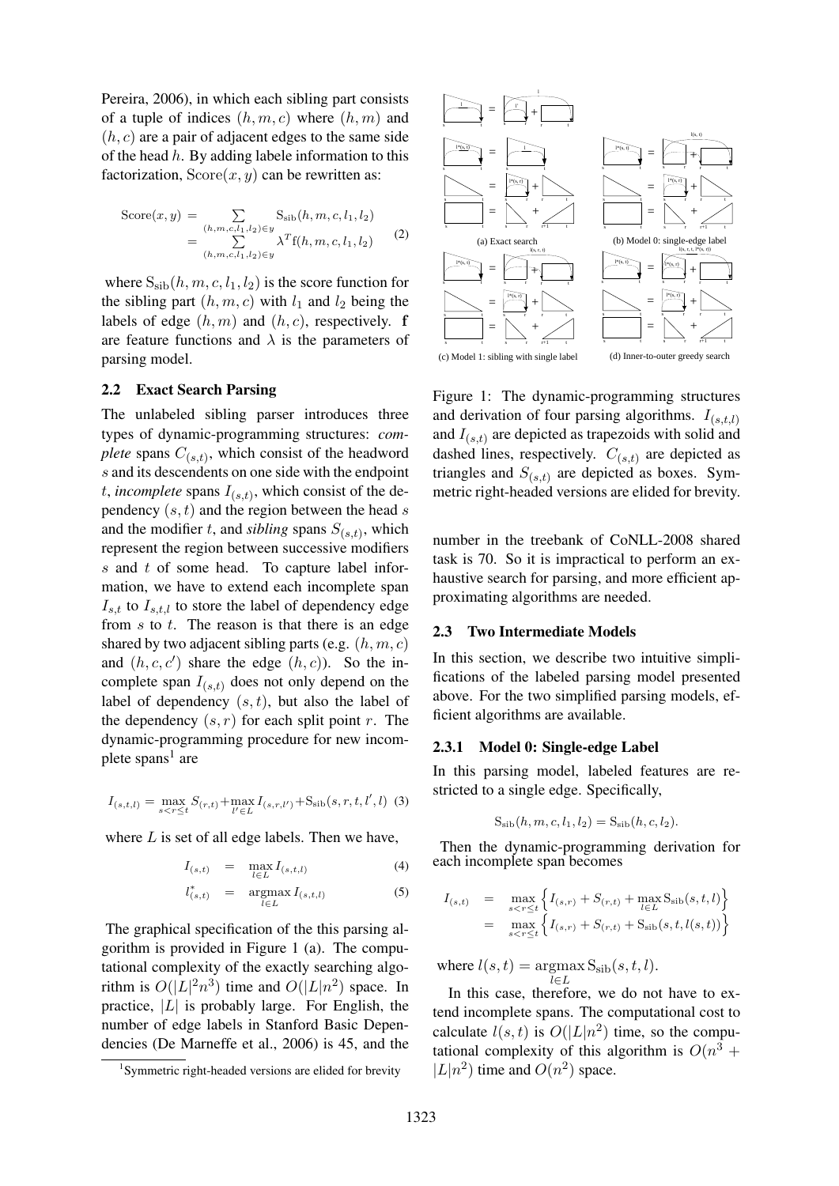Pereira, 2006), in which each sibling part consists of a tuple of indices $(h, m, c)$ where $(h, m)$ and $(h, c)$ are a pair of adjacent edges to the same side of the head $h$. By adding labele information to this factorization, $\mathrm{Score}(x, y)$ can be rewritten as:

$$\begin{aligned}\mathrm{Score}(x, y) &= \sum_{(h,m,c,l_1,l_2)\in y} \mathrm{S_{sib}}(h, m, c, l_1, l_2) \\ &= \sum_{(h,m,c,l_1,l_2)\in y} \lambda^T \mathbf{f}(h, m, c, l_1, l_2)\end{aligned} \quad (2)$$

where $\mathrm{S_{sib}}(h, m, c, l_1, l_2)$ is the score function for the sibling part $(h, m, c)$ with $l_1$ and $l_2$ being the labels of edge $(h, m)$ and $(h, c)$, respectively. $\mathbf{f}$ are feature functions and $\lambda$ is the parameters of parsing model.

### 2.2 Exact Search Parsing

The unlabeled sibling parser introduces three types of dynamic-programming structures: *complete* spans $C_{(s,t)}$, which consist of the headword $s$ and its descendents on one side with the endpoint $t$, *incomplete* spans $I_{(s,t)}$, which consist of the dependency $(s, t)$ and the region between the head $s$ and the modifier $t$, and *sibling* spans $S_{(s,t)}$, which represent the region between successive modifiers $s$ and $t$ of some head. To capture label information, we have to extend each incomplete span $I_{s,t}$ to $I_{s,t,l}$ to store the label of dependency edge from $s$ to $t$. The reason is that there is an edge shared by two adjacent sibling parts (e.g. $(h, m, c)$ and $(h, c, c')$ share the edge $(h, c)$). So the incomplete span $I_{(s,t)}$ does not only depend on the label of dependency $(s, t)$, but also the label of the dependency $(s, r)$ for each split point $r$. The dynamic-programming procedure for new incomplete spans[1] are

$$I_{(s,t,l)} = \max_{s<r\leq t} S_{(r,t)} + \max_{l' \in L} I_{(s,r,l')} + \mathrm{S_{sib}}(s, r, t, l', l) \quad (3)$$

where $L$ is set of all edge labels. Then we have,

$$I_{(s,t)} = \max_{l \in L} I_{(s,t,l)} \quad (4)$$

$$l^*_{(s,t)} = \operatorname*{argmax}_{l \in L} I_{(s,t,l)} \quad (5)$$

The graphical specification of the this parsing algorithm is provided in Figure 1 (a). The computational complexity of the exactly searching algorithm is $O(|L|^2n^3)$ time and $O(|L|n^2)$ space. In practice, $|L|$ is probably large. For English, the number of edge labels in Stanford Basic Dependencies (De Marneffe et al., 2006) is 45, and the number in the treebank of CoNLL-2008 shared task is 70. So it is impractical to perform an exhaustive search for parsing, and more efficient approximating algorithms are needed.

[1] Symmetric right-headed versions are elided for brevity

Figure 1: The dynamic-programming structures and derivation of four parsing algorithms. $I_{(s,t,l)}$ and $I_{(s,t)}$ are depicted as trapezoids with solid and dashed lines, respectively. $C_{(s,t)}$ are depicted as triangles and $S_{(s,t)}$ are depicted as boxes. Symmetric right-headed versions are elided for brevity.

(a) Exact search (b) Model 0: single-edge label (c) Model 1: sibling with single label (d) Inner-to-outer greedy search

### 2.3 Two Intermediate Models

In this section, we describe two intuitive simplifications of the labeled parsing model presented above. For the two simplified parsing models, efficient algorithms are available.

#### 2.3.1 Model 0: Single-edge Label

In this parsing model, labeled features are restricted to a single edge. Specifically,

$$\mathrm{S_{sib}}(h, m, c, l_1, l_2) = \mathrm{S_{sib}}(h, c, l_2).$$

Then the dynamic-programming derivation for each incomplete span becomes

$$\begin{aligned}I_{(s,t)} &= \max_{s<r\leq t} \left\{ I_{(s,r)} + S_{(r,t)} + \max_{l \in L} \mathrm{S_{sib}}(s, t, l) \right\} \\ &= \max_{s<r\leq t} \left\{ I_{(s,r)} + S_{(r,t)} + \mathrm{S_{sib}}(s, t, l(s, t)) \right\}\end{aligned}$$

where $l(s, t) = \operatorname*{argmax}_{l \in L} \mathrm{S_{sib}}(s, t, l)$.

In this case, therefore, we do not have to extend incomplete spans. The computational cost to calculate $l(s, t)$ is $O(|L|n^2)$ time, so the computational complexity of this algorithm is $O(n^3 + |L|n^2)$ time and $O(n^2)$ space.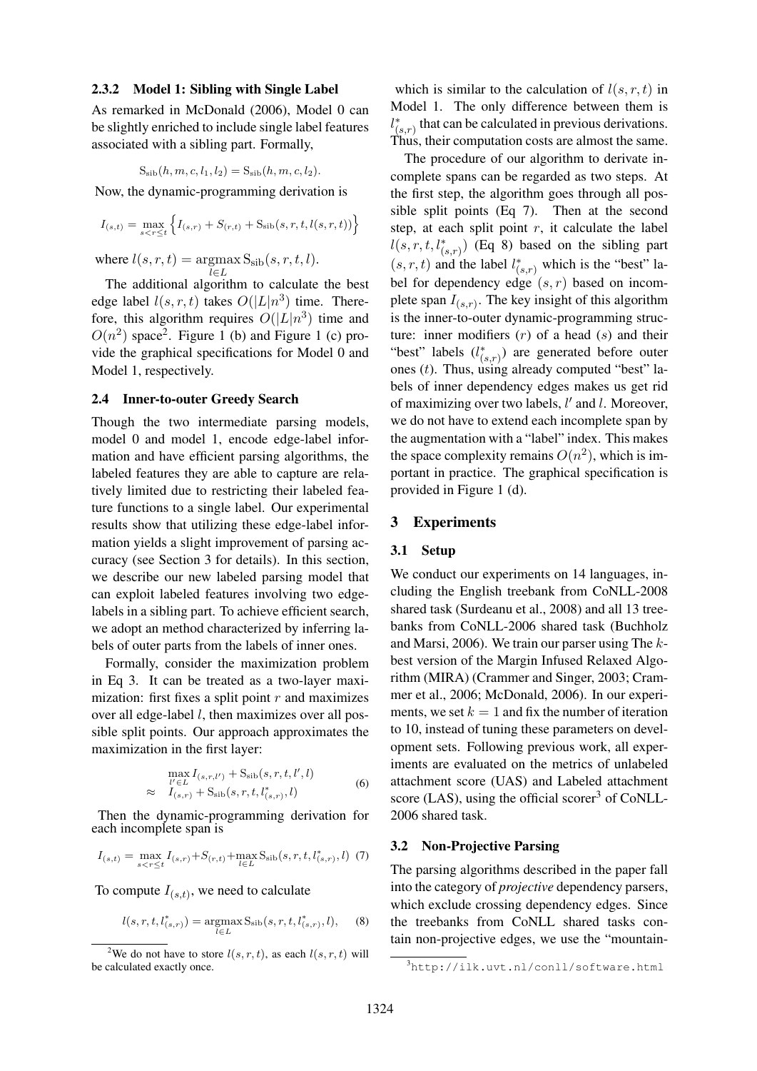### 2.3.2 Model 1: Sibling with Single Label

As remarked in McDonald (2006), Model 0 can be slightly enriched to include single label features associated with a sibling part. Formally,

$$\mathrm{S_{sib}}(h, m, c, l_1, l_2) = \mathrm{S_{sib}}(h, m, c, l_2).$$

Now, the dynamic-programming derivation is

$$I_{(s,t)} = \max_{s<r\leq t} \left\{ I_{(s,r)} + S_{(r,t)} + \mathrm{S_{sib}}(s, r, t, l(s, r, t)) \right\}$$

where $l(s, r, t) = \operatorname*{argmax}_{l \in L} \mathrm{S_{sib}}(s, r, t, l)$.

The additional algorithm to calculate the best edge label $l(s, r, t)$ takes $O(|L|n^3)$ time. Therefore, this algorithm requires $O(|L|n^3)$ time and $O(n^2)$ space[2]. Figure 1 (b) and Figure 1 (c) provide the graphical specifications for Model 0 and Model 1, respectively.

## 2.4 Inner-to-outer Greedy Search

Though the two intermediate parsing models, model 0 and model 1, encode edge-label information and have efficient parsing algorithms, the labeled features they are able to capture are relatively limited due to restricting their labeled feature functions to a single label. Our experimental results show that utilizing these edge-label information yields a slight improvement of parsing accuracy (see Section 3 for details). In this section, we describe our new labeled parsing model that can exploit labeled features involving two edge-labels in a sibling part. To achieve efficient search, we adopt an method characterized by inferring labels of outer parts from the labels of inner ones.

Formally, consider the maximization problem in Eq 3. It can be treated as a two-layer maximization: first fixes a split point $r$ and maximizes over all edge-label $l$, then maximizes over all possible split points. Our approach approximates the maximization in the first layer:

$$\begin{array}{ll} & \max_{l' \in L} I_{(s,r,l')} + \mathrm{S_{sib}}(s, r, t, l', l) \\ \approx & I_{(s,r)} + \mathrm{S_{sib}}(s, r, t, l^*_{(s,r)}, l) \end{array} \quad (6)$$

Then the dynamic-programming derivation for each incomplete span is

$$I_{(s,t)} = \max_{s<r\leq t} I_{(s,r)} + S_{(r,t)} + \max_{l \in L} \mathrm{S_{sib}}(s, r, t, l^*_{(s,r)}, l) \quad (7)$$

To compute $I_{(s,t)}$, we need to calculate

$$l(s, r, t, l^*_{(s,r)}) = \operatorname*{argmax}_{l \in L} \mathrm{S_{sib}}(s, r, t, l^*_{(s,r)}, l), \quad (8)$$

which is similar to the calculation of $l(s, r, t)$ in Model 1. The only difference between them is $l^*_{(s,r)}$ that can be calculated in previous derivations. Thus, their computation costs are almost the same.

The procedure of our algorithm to derivate incomplete spans can be regarded as two steps. At the first step, the algorithm goes through all possible split points (Eq 7). Then at the second step, at each split point $r$, it calculate the label $l(s, r, t, l^*_{(s,r)})$ (Eq 8) based on the sibling part $(s, r, t)$ and the label $l^*_{(s,r)}$ which is the "best" label for dependency edge $(s, r)$ based on incomplete span $I_{(s,r)}$. The key insight of this algorithm is the inner-to-outer dynamic-programming structure: inner modifiers ($r$) of a head ($s$) and their "best" labels ($l^*_{(s,r)}$) are generated before outer ones ($t$). Thus, using already computed "best" labels of inner dependency edges makes us get rid of maximizing over two labels, $l'$ and $l$. Moreover, we do not have to extend each incomplete span by the augmentation with a "label" index. This makes the space complexity remains $O(n^2)$, which is important in practice. The graphical specification is provided in Figure 1 (d).

# 3 Experiments

## 3.1 Setup

We conduct our experiments on 14 languages, including the English treebank from CoNLL-2008 shared task (Surdeanu et al., 2008) and all 13 treebanks from CoNLL-2006 shared task (Buchholz and Marsi, 2006). We train our parser using The $k$-best version of the Margin Infused Relaxed Algorithm (MIRA) (Crammer and Singer, 2003; Crammer et al., 2006; McDonald, 2006). In our experiments, we set $k = 1$ and fix the number of iteration to 10, instead of tuning these parameters on development sets. Following previous work, all experiments are evaluated on the metrics of unlabeled attachment score (UAS) and Labeled attachment score (LAS), using the official scorer[3] of CoNLL-2006 shared task.

## 3.2 Non-Projective Parsing

The parsing algorithms described in the paper fall into the category of *projective* dependency parsers, which exclude crossing dependency edges. Since the treebanks from CoNLL shared tasks contain non-projective edges, we use the "mountain-

[2] We do not have to store $l(s, r, t)$, as each $l(s, r, t)$ will be calculated exactly once.

[3] http://ilk.uvt.nl/conll/software.html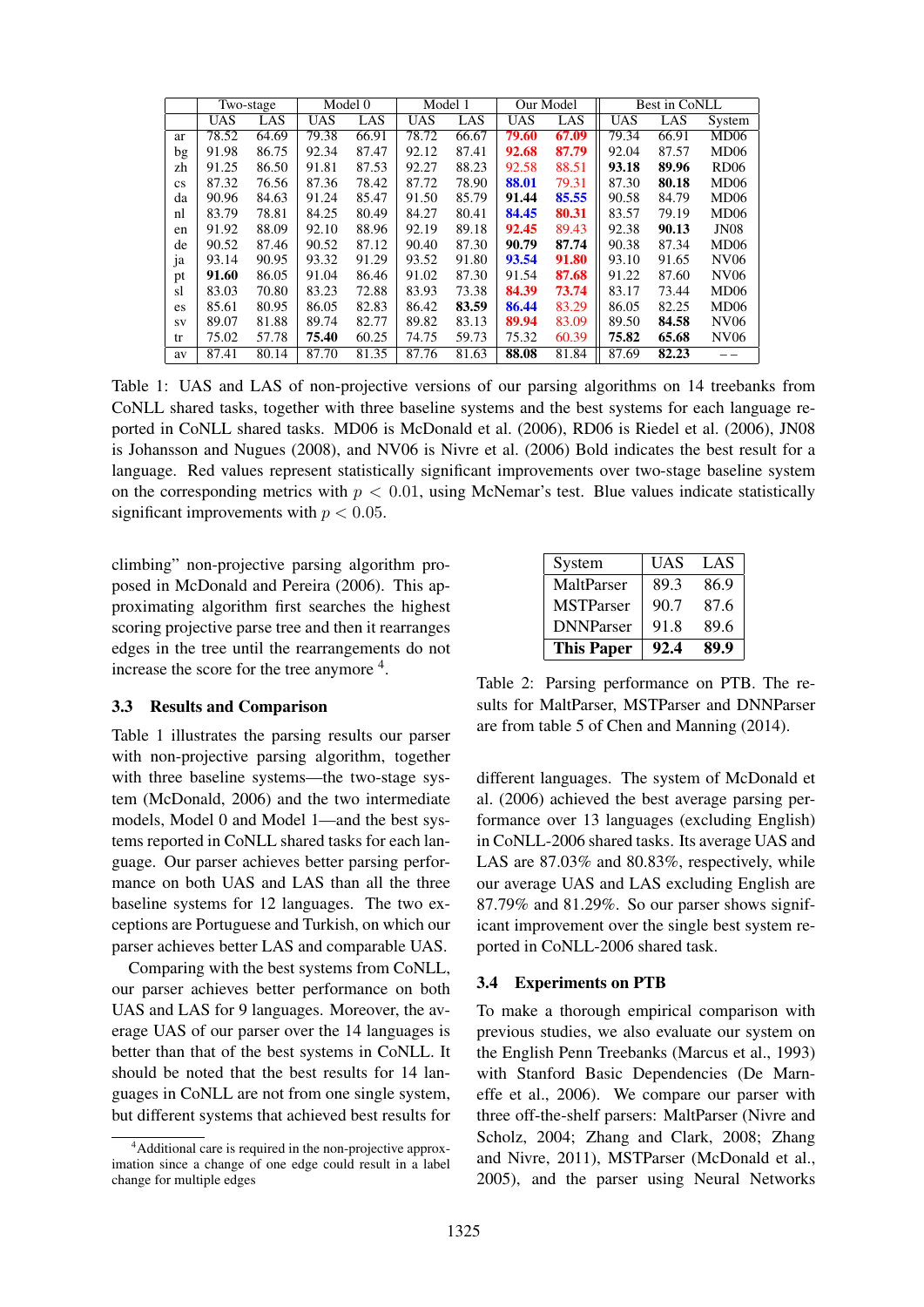| | Two-stage | | Model 0 | | Model 1 | | Our Model | | Best in CoNLL | | |
|---|---|---|---|---|---|---|---|---|---|---|---|
| | UAS | LAS | UAS | LAS | UAS | LAS | UAS | LAS | UAS | LAS | System |
| ar | 78.52 | 64.69 | 79.38 | 66.91 | 78.72 | 66.67 | **79.60** | **67.09** | 79.34 | 66.91 | MD06 |
| bg | 91.98 | 86.75 | 92.34 | 87.47 | 92.12 | 87.41 | **92.68** | **87.79** | 92.04 | 87.57 | MD06 |
| zh | 91.25 | 86.50 | 91.81 | 87.53 | 92.27 | 88.23 | 92.58 | 88.51 | **93.18** | **89.96** | RD06 |
| cs | 87.32 | 76.56 | 87.36 | 78.42 | 87.72 | 78.90 | **88.01** | 79.31 | 87.30 | **80.18** | MD06 |
| da | 90.96 | 84.63 | 91.24 | 85.47 | 91.50 | 85.79 | **91.44** | **85.55** | 90.58 | 84.79 | MD06 |
| nl | 83.79 | 78.81 | 84.25 | 80.49 | 84.27 | 80.41 | **84.45** | **80.31** | 83.57 | 79.19 | MD06 |
| en | 91.92 | 88.09 | 92.10 | 88.96 | 92.19 | 89.18 | **92.45** | 89.43 | 92.38 | **90.13** | JN08 |
| de | 90.52 | 87.46 | 90.52 | 87.12 | 90.40 | 87.30 | **90.79** | **87.74** | 90.38 | 87.34 | MD06 |
| ja | 93.14 | 90.95 | 93.32 | 91.29 | 93.52 | 91.80 | **93.54** | **91.80** | 93.10 | 91.65 | NV06 |
| pt | **91.60** | 86.05 | 91.04 | 86.46 | 91.02 | 87.30 | 91.54 | **87.68** | 91.22 | 87.60 | NV06 |
| sl | 83.03 | 70.80 | 83.23 | 72.88 | 83.93 | 73.38 | **84.39** | **73.74** | 83.17 | 73.44 | MD06 |
| es | 85.61 | 80.95 | 86.05 | 82.83 | 86.42 | **83.59** | **86.44** | 83.29 | 86.05 | 82.25 | MD06 |
| sv | 89.07 | 81.88 | 89.74 | 82.77 | 89.82 | 83.13 | **89.94** | 83.09 | 89.50 | **84.58** | NV06 |
| tr | 75.02 | 57.78 | **75.40** | 60.25 | 74.75 | 59.73 | 75.32 | 60.39 | **75.82** | **65.68** | NV06 |
| av | 87.41 | 80.14 | 87.70 | 81.35 | 87.76 | 81.63 | **88.08** | 81.84 | 87.69 | **82.23** | – – |

Table 1: UAS and LAS of non-projective versions of our parsing algorithms on 14 treebanks from CoNLL shared tasks, together with three baseline systems and the best systems for each language reported in CoNLL shared tasks. MD06 is McDonald et al. (2006), RD06 is Riedel et al. (2006), JN08 is Johansson and Nugues (2008), and NV06 is Nivre et al. (2006) Bold indicates the best result for a language. Red values represent statistically significant improvements over two-stage baseline system on the corresponding metrics with $p < 0.01$, using McNemar's test. Blue values indicate statistically significant improvements with $p < 0.05$.

climbing" non-projective parsing algorithm proposed in McDonald and Pereira (2006). This approximating algorithm first searches the highest scoring projective parse tree and then it rearranges edges in the tree until the rearrangements do not increase the score for the tree anymore [4].

### 3.3 Results and Comparison

Table 1 illustrates the parsing results our parser with non-projective parsing algorithm, together with three baseline systems—the two-stage system (McDonald, 2006) and the two intermediate models, Model 0 and Model 1—and the best systems reported in CoNLL shared tasks for each language. Our parser achieves better parsing performance on both UAS and LAS than all the three baseline systems for 12 languages. The two exceptions are Portuguese and Turkish, on which our parser achieves better LAS and comparable UAS.

Comparing with the best systems from CoNLL, our parser achieves better performance on both UAS and LAS for 9 languages. Moreover, the average UAS of our parser over the 14 languages is better than that of the best systems in CoNLL. It should be noted that the best results for 14 languages in CoNLL are not from one single system, but different systems that achieved best results for different languages. The system of McDonald et al. (2006) achieved the best average parsing performance over 13 languages (excluding English) in CoNLL-2006 shared tasks. Its average UAS and LAS are 87.03% and 80.83%, respectively, while our average UAS and LAS excluding English are 87.79% and 81.29%. So our parser shows significant improvement over the single best system reported in CoNLL-2006 shared task.

[4] Additional care is required in the non-projective approximation since a change of one edge could result in a label change for multiple edges

| System | UAS | LAS |
|---|---|---|
| MaltParser | 89.3 | 86.9 |
| MSTParser | 90.7 | 87.6 |
| DNNParser | 91.8 | 89.6 |
| **This Paper** | **92.4** | **89.9** |

Table 2: Parsing performance on PTB. The results for MaltParser, MSTParser and DNNParser are from table 5 of Chen and Manning (2014).

### 3.4 Experiments on PTB

To make a thorough empirical comparison with previous studies, we also evaluate our system on the English Penn Treebanks (Marcus et al., 1993) with Stanford Basic Dependencies (De Marneffe et al., 2006). We compare our parser with three off-the-shelf parsers: MaltParser (Nivre and Scholz, 2004; Zhang and Clark, 2008; Zhang and Nivre, 2011), MSTParser (McDonald et al., 2005), and the parser using Neural Networks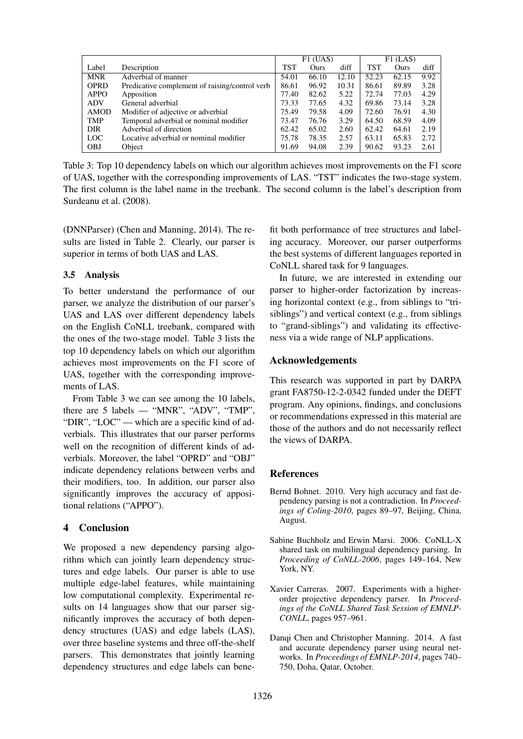| Label | Description | F1 (UAS) | | | F1 (LAS) | | |
|---|---|---|---|---|---|---|---|
| | | TST | Ours | diff | TST | Ours | diff |
| MNR | Adverbial of manner | 54.01 | 66.10 | 12.10 | 52.23 | 62.15 | 9.92 |
| OPRD | Predicative complement of raising/control verb | 86.61 | 96.92 | 10.31 | 86.61 | 89.89 | 3.28 |
| APPO | Apposition | 77.40 | 82.62 | 5.22 | 72.74 | 77.03 | 4.29 |
| ADV | General adverbial | 73.33 | 77.65 | 4.32 | 69.86 | 73.14 | 3.28 |
| AMOD | Modifier of adjective or adverbial | 75.49 | 79.58 | 4.09 | 72.60 | 76.91 | 4.30 |
| TMP | Temporal adverbial or nominal modifier | 73.47 | 76.76 | 3.29 | 64.50 | 68.59 | 4.09 |
| DIR | Adverbial of direction | 62.42 | 65.02 | 2.60 | 62.42 | 64.61 | 2.19 |
| LOC | Locative adverbial or nominal modifier | 75.78 | 78.35 | 2.57 | 63.11 | 65.83 | 2.72 |
| OBJ | Object | 91.69 | 94.08 | 2.39 | 90.62 | 93.23 | 2.61 |

Table 3: Top 10 dependency labels on which our algorithm achieves most improvements on the F1 score of UAS, together with the corresponding improvements of LAS. "TST" indicates the two-stage system. The first column is the label name in the treebank. The second column is the label's description from Surdeanu et al. (2008).

(DNNParser) (Chen and Manning, 2014). The results are listed in Table 2. Clearly, our parser is superior in terms of both UAS and LAS.

### 3.5 Analysis

To better understand the performance of our parser, we analyze the distribution of our parser's UAS and LAS over different dependency labels on the English CoNLL treebank, compared with the ones of the two-stage model. Table 3 lists the top 10 dependency labels on which our algorithm achieves most improvements on the F1 score of UAS, together with the corresponding improvements of LAS.

From Table 3 we can see among the 10 labels, there are 5 labels — "MNR", "ADV", "TMP", "DIR", "LOC" — which are a specific kind of adverbials. This illustrates that our parser performs well on the recognition of different kinds of adverbials. Moreover, the label "OPRD" and "OBJ" indicate dependency relations between verbs and their modifiers, too. In addition, our parser also significantly improves the accuracy of appositional relations ("APPO").

## 4 Conclusion

We proposed a new dependency parsing algorithm which can jointly learn dependency structures and edge labels. Our parser is able to use multiple edge-label features, while maintaining low computational complexity. Experimental results on 14 languages show that our parser significantly improves the accuracy of both dependency structures (UAS) and edge labels (LAS), over three baseline systems and three off-the-shelf parsers. This demonstrates that jointly learning dependency structures and edge labels can benefit both performance of tree structures and labeling accuracy. Moreover, our parser outperforms the best systems of different languages reported in CoNLL shared task for 9 languages.

In future, we are interested in extending our parser to higher-order factorization by increasing horizontal context (e.g., from siblings to "tri-siblings") and vertical context (e.g., from siblings to "grand-siblings") and validating its effectiveness via a wide range of NLP applications.

## Acknowledgements

This research was supported in part by DARPA grant FA8750-12-2-0342 funded under the DEFT program. Any opinions, findings, and conclusions or recommendations expressed in this material are those of the authors and do not necessarily reflect the views of DARPA.

## References

Bernd Bohnet. 2010. Very high accuracy and fast dependency parsing is not a contradiction. In *Proceedings of Coling-2010*, pages 89–97, Beijing, China, August.

Sabine Buchholz and Erwin Marsi. 2006. CoNLL-X shared task on multilingual dependency parsing. In *Proceeding of CoNLL-2006*, pages 149–164, New York, NY.

Xavier Carreras. 2007. Experiments with a higher-order projective dependency parser. In *Proceedings of the CoNLL Shared Task Session of EMNLP-CONLL*, pages 957–961.

Danqi Chen and Christopher Manning. 2014. A fast and accurate dependency parser using neural networks. In *Proceedings of EMNLP-2014*, pages 740–750, Doha, Qatar, October.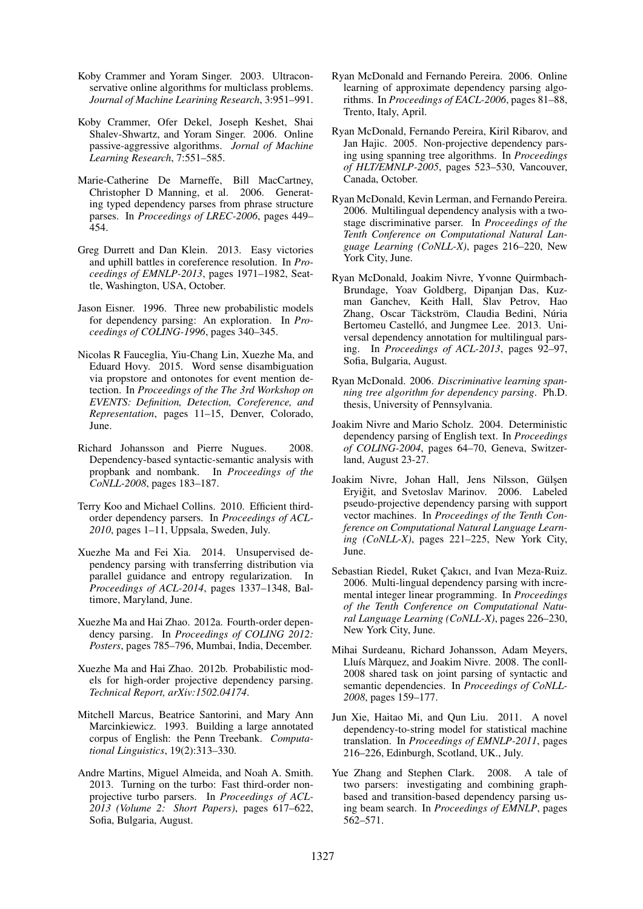Koby Crammer and Yoram Singer. 2003. Ultraconservative online algorithms for multiclass problems. *Journal of Machine Leairning Research*, 3:951–991.

Koby Crammer, Ofer Dekel, Joseph Keshet, Shai Shalev-Shwartz, and Yoram Singer. 2006. Online passive-aggressive algorithms. *Jornal of Machine Learning Research*, 7:551–585.

Marie-Catherine De Marneffe, Bill MacCartney, Christopher D Manning, et al. 2006. Generating typed dependency parses from phrase structure parses. In *Proceedings of LREC-2006*, pages 449–454.

Greg Durrett and Dan Klein. 2013. Easy victories and uphill battles in coreference resolution. In *Proceedings of EMNLP-2013*, pages 1971–1982, Seattle, Washington, USA, October.

Jason Eisner. 1996. Three new probabilistic models for dependency parsing: An exploration. In *Proceedings of COLING-1996*, pages 340–345.

Nicolas R Fauceglia, Yiu-Chang Lin, Xuezhe Ma, and Eduard Hovy. 2015. Word sense disambiguation via propstore and ontonotes for event mention detection. In *Proceedings of the The 3rd Workshop on EVENTS: Definition, Detection, Coreference, and Representation*, pages 11–15, Denver, Colorado, June.

Richard Johansson and Pierre Nugues. 2008. Dependency-based syntactic-semantic analysis with propbank and nombank. In *Proceedings of the CoNLL-2008*, pages 183–187.

Terry Koo and Michael Collins. 2010. Efficient third-order dependency parsers. In *Proceedings of ACL-2010*, pages 1–11, Uppsala, Sweden, July.

Xuezhe Ma and Fei Xia. 2014. Unsupervised dependency parsing with transferring distribution via parallel guidance and entropy regularization. In *Proceedings of ACL-2014*, pages 1337–1348, Baltimore, Maryland, June.

Xuezhe Ma and Hai Zhao. 2012a. Fourth-order dependency parsing. In *Proceedings of COLING 2012: Posters*, pages 785–796, Mumbai, India, December.

Xuezhe Ma and Hai Zhao. 2012b. Probabilistic models for high-order projective dependency parsing. *Technical Report, arXiv:1502.04174*.

Mitchell Marcus, Beatrice Santorini, and Mary Ann Marcinkiewicz. 1993. Building a large annotated corpus of English: the Penn Treebank. *Computational Linguistics*, 19(2):313–330.

Andre Martins, Miguel Almeida, and Noah A. Smith. 2013. Turning on the turbo: Fast third-order non-projective turbo parsers. In *Proceedings of ACL-2013 (Volume 2: Short Papers)*, pages 617–622, Sofia, Bulgaria, August.

Ryan McDonald and Fernando Pereira. 2006. Online learning of approximate dependency parsing algorithms. In *Proceedings of EACL-2006*, pages 81–88, Trento, Italy, April.

Ryan McDonald, Fernando Pereira, Kiril Ribarov, and Jan Hajic. 2005. Non-projective dependency parsing using spanning tree algorithms. In *Proceedings of HLT/EMNLP-2005*, pages 523–530, Vancouver, Canada, October.

Ryan McDonald, Kevin Lerman, and Fernando Pereira. 2006. Multilingual dependency analysis with a two-stage discriminative parser. In *Proceedings of the Tenth Conference on Computational Natural Language Learning (CoNLL-X)*, pages 216–220, New York City, June.

Ryan McDonald, Joakim Nivre, Yvonne Quirmbach-Brundage, Yoav Goldberg, Dipanjan Das, Kuzman Ganchev, Keith Hall, Slav Petrov, Hao Zhang, Oscar Täckström, Claudia Bedini, Núria Bertomeu Castelló, and Jungmee Lee. 2013. Universal dependency annotation for multilingual parsing. In *Proceedings of ACL-2013*, pages 92–97, Sofia, Bulgaria, August.

Ryan McDonald. 2006. *Discriminative learning spanning tree algorithm for dependency parsing*. Ph.D. thesis, University of Pennsylvania.

Joakim Nivre and Mario Scholz. 2004. Deterministic dependency parsing of English text. In *Proceedings of COLING-2004*, pages 64–70, Geneva, Switzerland, August 23-27.

Joakim Nivre, Johan Hall, Jens Nilsson, Gülşen Eryiğit, and Svetoslav Marinov. 2006. Labeled pseudo-projective dependency parsing with support vector machines. In *Proceedings of the Tenth Conference on Computational Natural Language Learning (CoNLL-X)*, pages 221–225, New York City, June.

Sebastian Riedel, Ruket Çakıcı, and Ivan Meza-Ruiz. 2006. Multi-lingual dependency parsing with incremental integer linear programming. In *Proceedings of the Tenth Conference on Computational Natural Language Learning (CoNLL-X)*, pages 226–230, New York City, June.

Mihai Surdeanu, Richard Johansson, Adam Meyers, Lluís Màrquez, and Joakim Nivre. 2008. The conll-2008 shared task on joint parsing of syntactic and semantic dependencies. In *Proceedings of CoNLL-2008*, pages 159–177.

Jun Xie, Haitao Mi, and Qun Liu. 2011. A novel dependency-to-string model for statistical machine translation. In *Proceedings of EMNLP-2011*, pages 216–226, Edinburgh, Scotland, UK., July.

Yue Zhang and Stephen Clark. 2008. A tale of two parsers: investigating and combining graph-based and transition-based dependency parsing using beam search. In *Proceedings of EMNLP*, pages 562–571.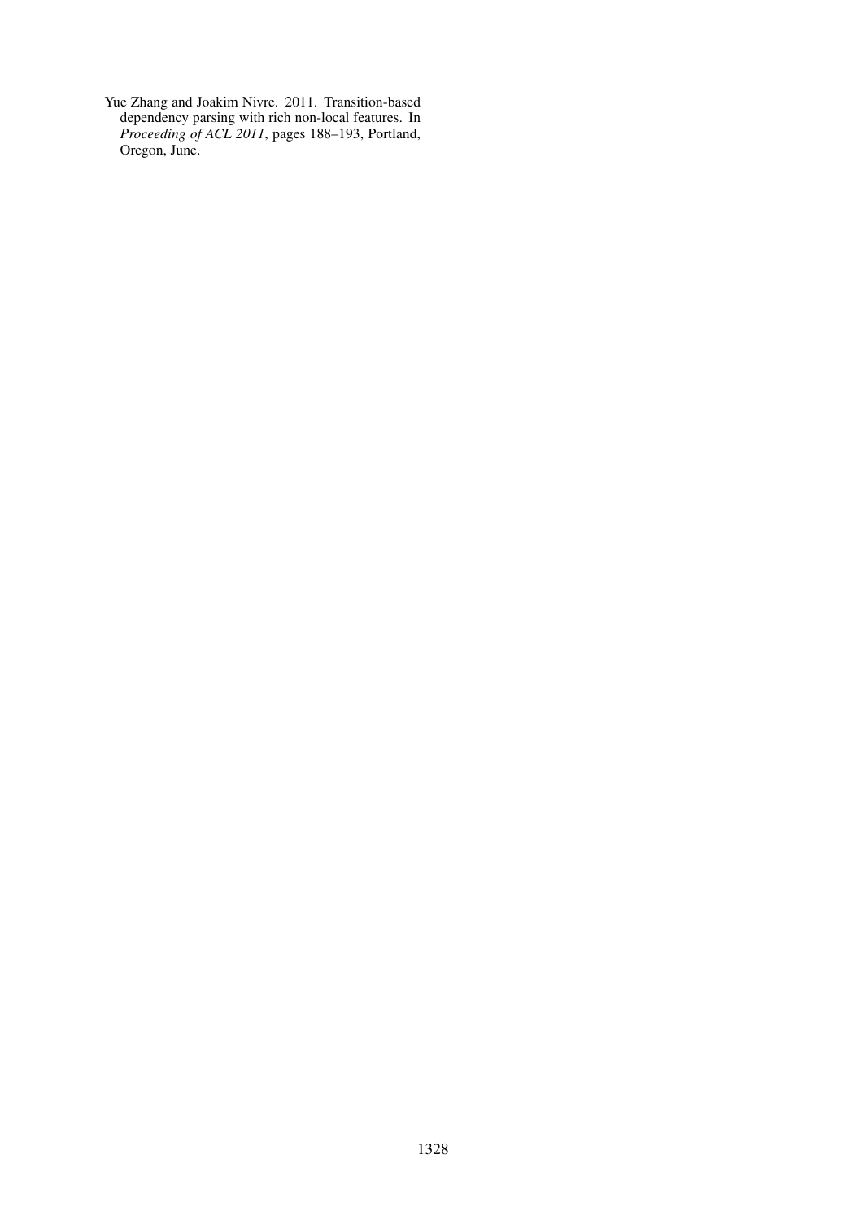Yue Zhang and Joakim Nivre. 2011. Transition-based dependency parsing with rich non-local features. In *Proceeding of ACL 2011*, pages 188–193, Portland, Oregon, June.